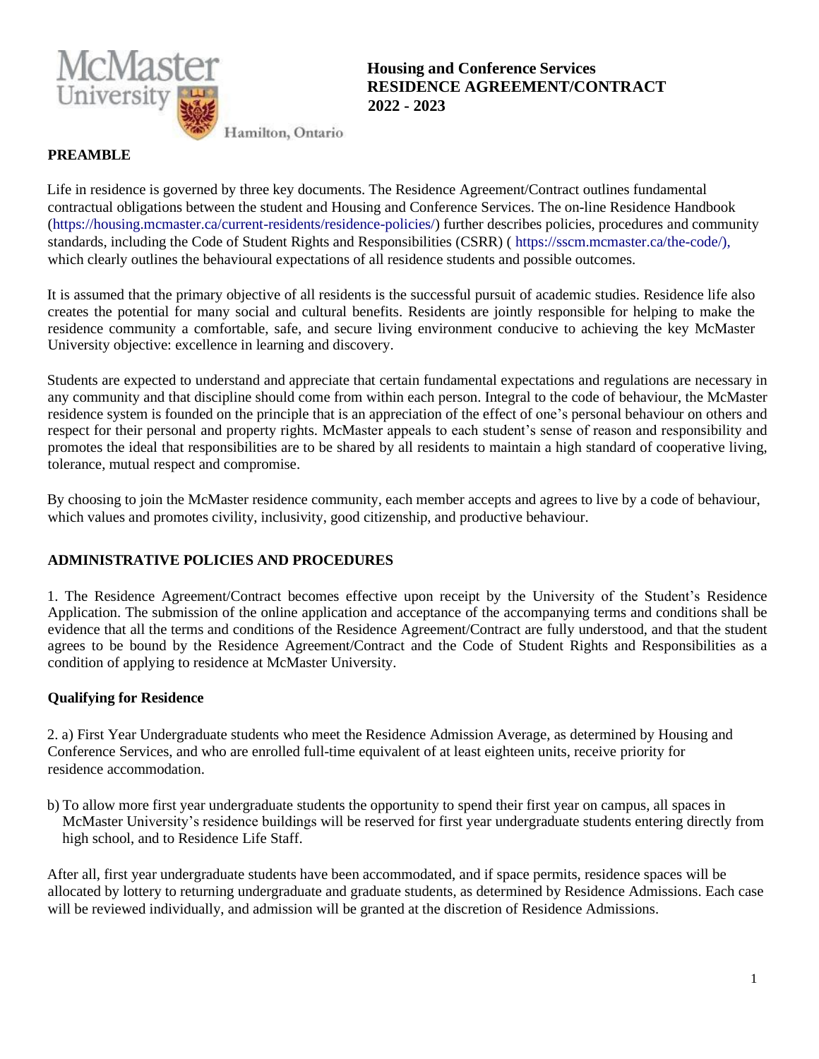McMaster University

Hamilton, Ontario

# Housing and Conference Services
# RESIDENCE AGREEMENT/CONTRACT
# 2022 - 2023

## PREAMBLE

Life in residence is governed by three key documents. The Residence Agreement/Contract outlines fundamental contractual obligations between the student and Housing and Conference Services. The on-line Residence Handbook (https://housing.mcmaster.ca/current-residents/residence-policies/) further describes policies, procedures and community standards, including the Code of Student Rights and Responsibilities (CSRR) ( https://sscm.mcmaster.ca/the-code/), which clearly outlines the behavioural expectations of all residence students and possible outcomes.

It is assumed that the primary objective of all residents is the successful pursuit of academic studies. Residence life also creates the potential for many social and cultural benefits. Residents are jointly responsible for helping to make the residence community a comfortable, safe, and secure living environment conducive to achieving the key McMaster University objective: excellence in learning and discovery.

Students are expected to understand and appreciate that certain fundamental expectations and regulations are necessary in any community and that discipline should come from within each person. Integral to the code of behaviour, the McMaster residence system is founded on the principle that is an appreciation of the effect of one's personal behaviour on others and respect for their personal and property rights. McMaster appeals to each student's sense of reason and responsibility and promotes the ideal that responsibilities are to be shared by all residents to maintain a high standard of cooperative living, tolerance, mutual respect and compromise.

By choosing to join the McMaster residence community, each member accepts and agrees to live by a code of behaviour, which values and promotes civility, inclusivity, good citizenship, and productive behaviour.

## ADMINISTRATIVE POLICIES AND PROCEDURES

1. The Residence Agreement/Contract becomes effective upon receipt by the University of the Student's Residence Application. The submission of the online application and acceptance of the accompanying terms and conditions shall be evidence that all the terms and conditions of the Residence Agreement/Contract are fully understood, and that the student agrees to be bound by the Residence Agreement/Contract and the Code of Student Rights and Responsibilities as a condition of applying to residence at McMaster University.

### Qualifying for Residence

2. a) First Year Undergraduate students who meet the Residence Admission Average, as determined by Housing and Conference Services, and who are enrolled full-time equivalent of at least eighteen units, receive priority for residence accommodation.

b) To allow more first year undergraduate students the opportunity to spend their first year on campus, all spaces in McMaster University's residence buildings will be reserved for first year undergraduate students entering directly from high school, and to Residence Life Staff.

After all, first year undergraduate students have been accommodated, and if space permits, residence spaces will be allocated by lottery to returning undergraduate and graduate students, as determined by Residence Admissions. Each case will be reviewed individually, and admission will be granted at the discretion of Residence Admissions.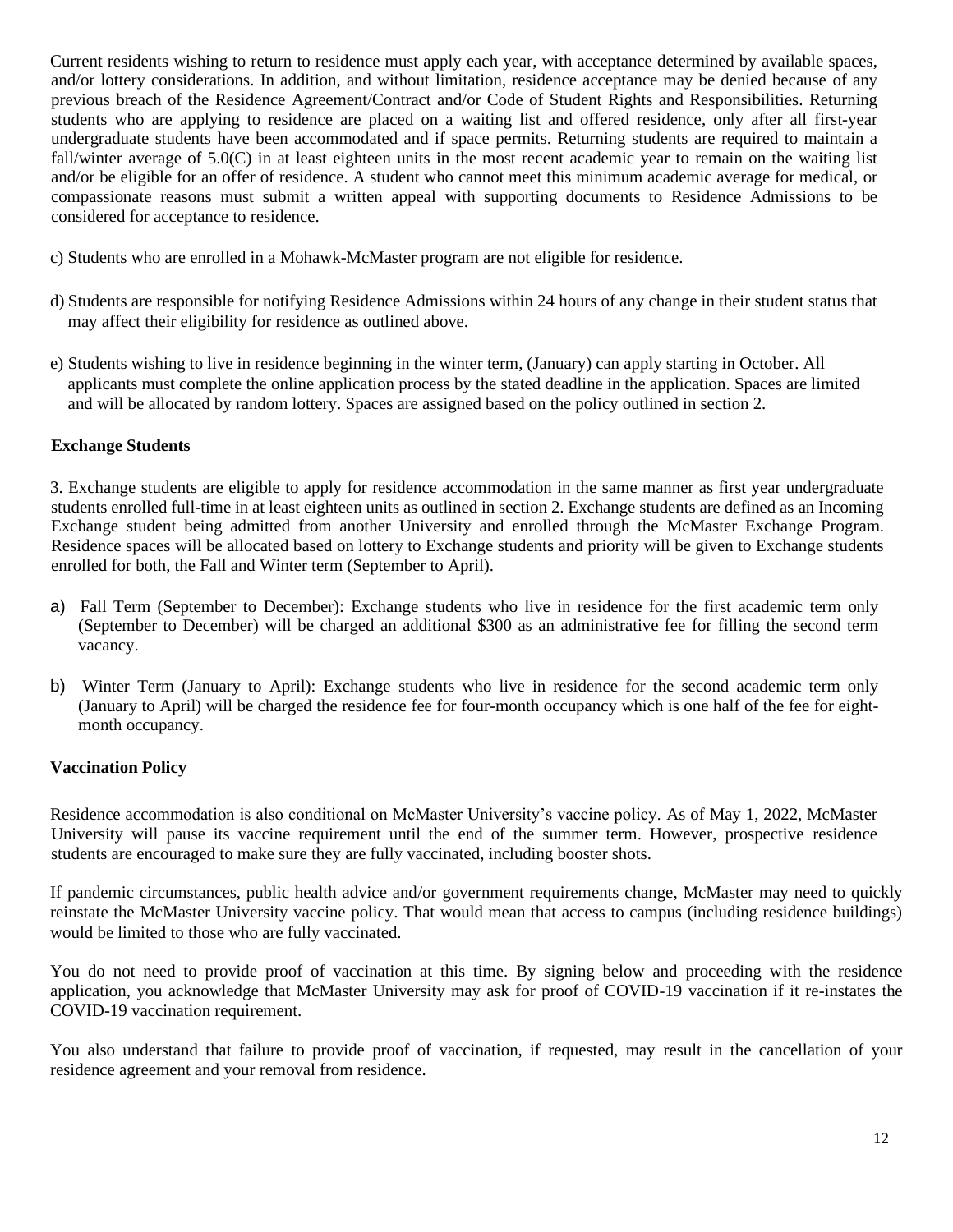Current residents wishing to return to residence must apply each year, with acceptance determined by available spaces, and/or lottery considerations. In addition, and without limitation, residence acceptance may be denied because of any previous breach of the Residence Agreement/Contract and/or Code of Student Rights and Responsibilities. Returning students who are applying to residence are placed on a waiting list and offered residence, only after all first-year undergraduate students have been accommodated and if space permits. Returning students are required to maintain a fall/winter average of 5.0(C) in at least eighteen units in the most recent academic year to remain on the waiting list and/or be eligible for an offer of residence. A student who cannot meet this minimum academic average for medical, or compassionate reasons must submit a written appeal with supporting documents to Residence Admissions to be considered for acceptance to residence.

c) Students who are enrolled in a Mohawk-McMaster program are not eligible for residence.

d) Students are responsible for notifying Residence Admissions within 24 hours of any change in their student status that may affect their eligibility for residence as outlined above.

e) Students wishing to live in residence beginning in the winter term, (January) can apply starting in October. All applicants must complete the online application process by the stated deadline in the application. Spaces are limited and will be allocated by random lottery. Spaces are assigned based on the policy outlined in section 2.

**Exchange Students**

3. Exchange students are eligible to apply for residence accommodation in the same manner as first year undergraduate students enrolled full-time in at least eighteen units as outlined in section 2. Exchange students are defined as an Incoming Exchange student being admitted from another University and enrolled through the McMaster Exchange Program. Residence spaces will be allocated based on lottery to Exchange students and priority will be given to Exchange students enrolled for both, the Fall and Winter term (September to April).

a) Fall Term (September to December): Exchange students who live in residence for the first academic term only (September to December) will be charged an additional $300 as an administrative fee for filling the second term vacancy.

b) Winter Term (January to April): Exchange students who live in residence for the second academic term only (January to April) will be charged the residence fee for four-month occupancy which is one half of the fee for eight-month occupancy.

**Vaccination Policy**

Residence accommodation is also conditional on McMaster University's vaccine policy. As of May 1, 2022, McMaster University will pause its vaccine requirement until the end of the summer term. However, prospective residence students are encouraged to make sure they are fully vaccinated, including booster shots.

If pandemic circumstances, public health advice and/or government requirements change, McMaster may need to quickly reinstate the McMaster University vaccine policy. That would mean that access to campus (including residence buildings) would be limited to those who are fully vaccinated.

You do not need to provide proof of vaccination at this time. By signing below and proceeding with the residence application, you acknowledge that McMaster University may ask for proof of COVID-19 vaccination if it re-instates the COVID-19 vaccination requirement.

You also understand that failure to provide proof of vaccination, if requested, may result in the cancellation of your residence agreement and your removal from residence.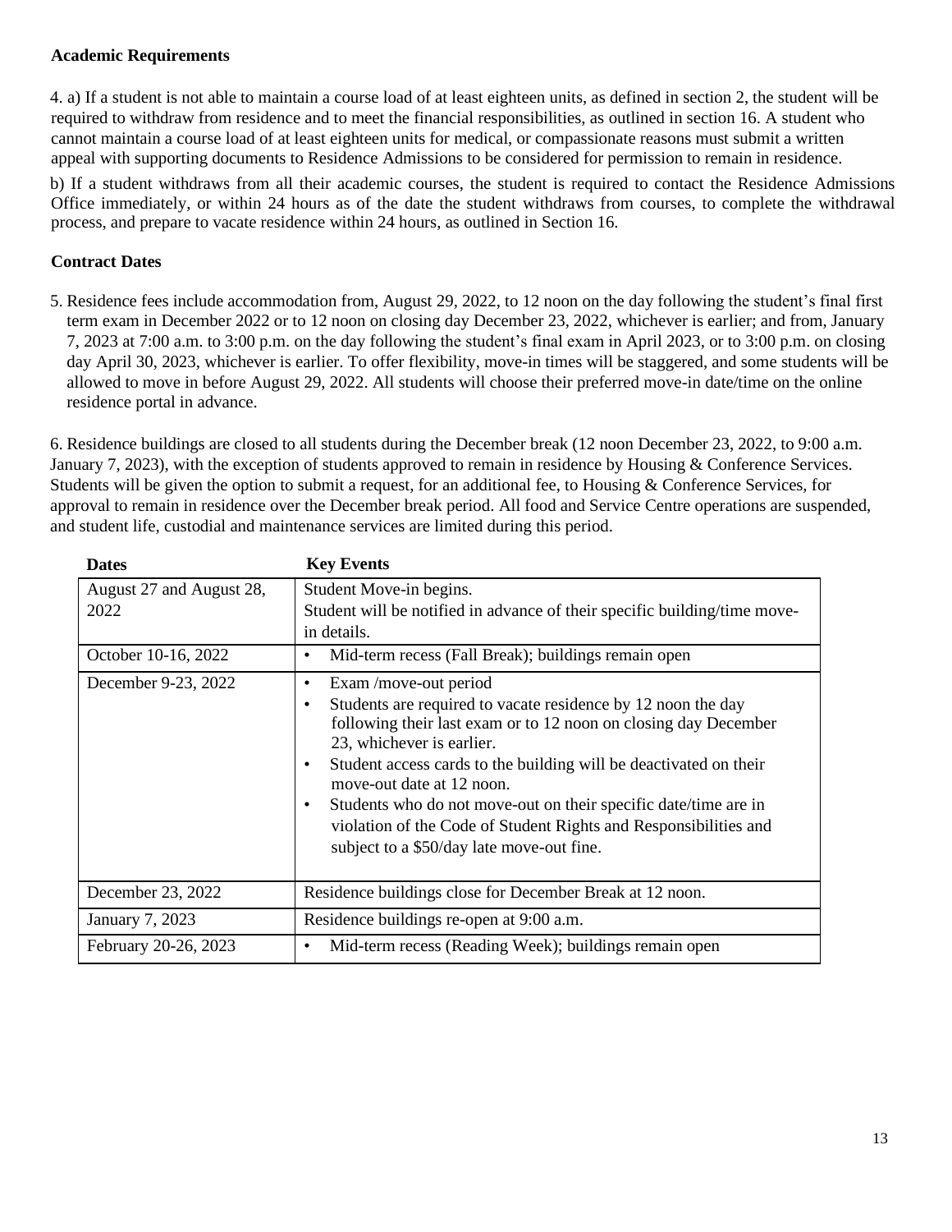**Academic Requirements**

4. a) If a student is not able to maintain a course load of at least eighteen units, as defined in section 2, the student will be required to withdraw from residence and to meet the financial responsibilities, as outlined in section 16. A student who cannot maintain a course load of at least eighteen units for medical, or compassionate reasons must submit a written appeal with supporting documents to Residence Admissions to be considered for permission to remain in residence.

b) If a student withdraws from all their academic courses, the student is required to contact the Residence Admissions Office immediately, or within 24 hours as of the date the student withdraws from courses, to complete the withdrawal process, and prepare to vacate residence within 24 hours, as outlined in Section 16.

**Contract Dates**

5. Residence fees include accommodation from, August 29, 2022, to 12 noon on the day following the student's final first term exam in December 2022 or to 12 noon on closing day December 23, 2022, whichever is earlier; and from, January 7, 2023 at 7:00 a.m. to 3:00 p.m. on the day following the student's final exam in April 2023, or to 3:00 p.m. on closing day April 30, 2023, whichever is earlier. To offer flexibility, move-in times will be staggered, and some students will be allowed to move in before August 29, 2022. All students will choose their preferred move-in date/time on the online residence portal in advance.

6. Residence buildings are closed to all students during the December break (12 noon December 23, 2022, to 9:00 a.m. January 7, 2023), with the exception of students approved to remain in residence by Housing & Conference Services. Students will be given the option to submit a request, for an additional fee, to Housing & Conference Services, for approval to remain in residence over the December break period. All food and Service Centre operations are suspended, and student life, custodial and maintenance services are limited during this period.

| Dates | Key Events |
|---|---|
| August 27 and August 28, 2022 | Student Move-in begins.<br>Student will be notified in advance of their specific building/time move-in details. |
| October 10-16, 2022 | • Mid-term recess (Fall Break); buildings remain open |
| December 9-23, 2022 | • Exam /move-out period<br>• Students are required to vacate residence by 12 noon the day following their last exam or to 12 noon on closing day December 23, whichever is earlier.<br>• Student access cards to the building will be deactivated on their move-out date at 12 noon.<br>• Students who do not move-out on their specific date/time are in violation of the Code of Student Rights and Responsibilities and subject to a $50/day late move-out fine. |
| December 23, 2022 | Residence buildings close for December Break at 12 noon. |
| January 7, 2023 | Residence buildings re-open at 9:00 a.m. |
| February 20-26, 2023 | • Mid-term recess (Reading Week); buildings remain open |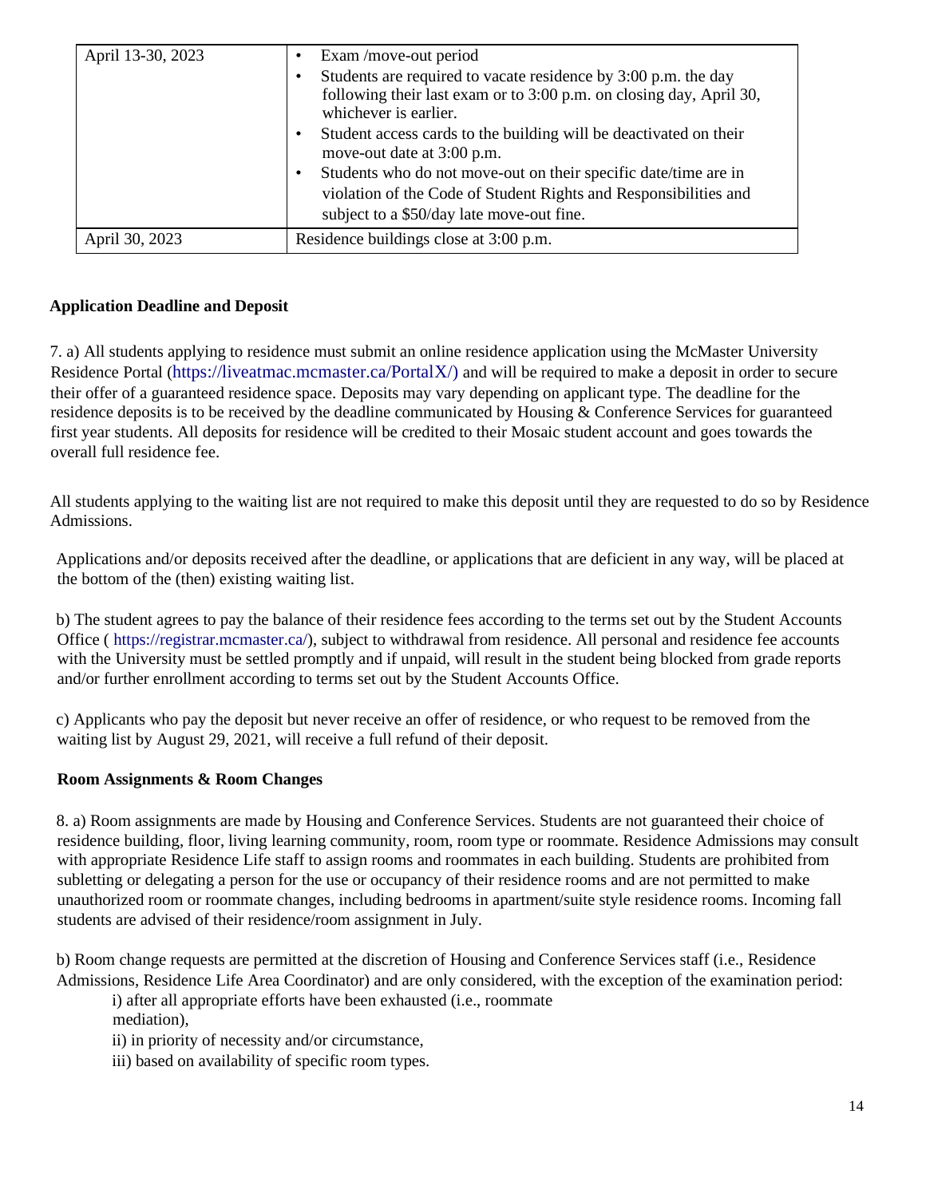| April 13-30, 2023 | • Exam /move-out period<br>• Students are required to vacate residence by 3:00 p.m. the day following their last exam or to 3:00 p.m. on closing day, April 30, whichever is earlier.<br>• Student access cards to the building will be deactivated on their move-out date at 3:00 p.m.<br>• Students who do not move-out on their specific date/time are in violation of the Code of Student Rights and Responsibilities and subject to a $50/day late move-out fine. |
|---|---|
| April 30, 2023 | Residence buildings close at 3:00 p.m. |

**Application Deadline and Deposit**

7. a) All students applying to residence must submit an online residence application using the McMaster University Residence Portal (https://liveatmac.mcmaster.ca/PortalX/) and will be required to make a deposit in order to secure their offer of a guaranteed residence space. Deposits may vary depending on applicant type. The deadline for the residence deposits is to be received by the deadline communicated by Housing & Conference Services for guaranteed first year students. All deposits for residence will be credited to their Mosaic student account and goes towards the overall full residence fee.

All students applying to the waiting list are not required to make this deposit until they are requested to do so by Residence Admissions.

Applications and/or deposits received after the deadline, or applications that are deficient in any way, will be placed at the bottom of the (then) existing waiting list.

b) The student agrees to pay the balance of their residence fees according to the terms set out by the Student Accounts Office ( https://registrar.mcmaster.ca/), subject to withdrawal from residence. All personal and residence fee accounts with the University must be settled promptly and if unpaid, will result in the student being blocked from grade reports and/or further enrollment according to terms set out by the Student Accounts Office.

c) Applicants who pay the deposit but never receive an offer of residence, or who request to be removed from the waiting list by August 29, 2021, will receive a full refund of their deposit.

**Room Assignments & Room Changes**

8. a) Room assignments are made by Housing and Conference Services. Students are not guaranteed their choice of residence building, floor, living learning community, room, room type or roommate. Residence Admissions may consult with appropriate Residence Life staff to assign rooms and roommates in each building. Students are prohibited from subletting or delegating a person for the use or occupancy of their residence rooms and are not permitted to make unauthorized room or roommate changes, including bedrooms in apartment/suite style residence rooms. Incoming fall students are advised of their residence/room assignment in July.

b) Room change requests are permitted at the discretion of Housing and Conference Services staff (i.e., Residence Admissions, Residence Life Area Coordinator) and are only considered, with the exception of the examination period:

i) after all appropriate efforts have been exhausted (i.e., roommate mediation),
ii) in priority of necessity and/or circumstance,
iii) based on availability of specific room types.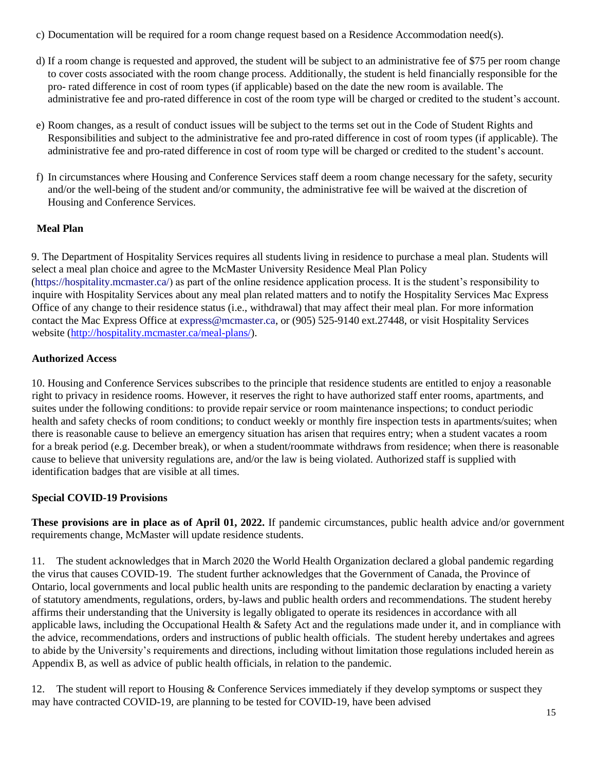c) Documentation will be required for a room change request based on a Residence Accommodation need(s).

d) If a room change is requested and approved, the student will be subject to an administrative fee of $75 per room change to cover costs associated with the room change process. Additionally, the student is held financially responsible for the pro- rated difference in cost of room types (if applicable) based on the date the new room is available. The administrative fee and pro-rated difference in cost of the room type will be charged or credited to the student's account.

e) Room changes, as a result of conduct issues will be subject to the terms set out in the Code of Student Rights and Responsibilities and subject to the administrative fee and pro-rated difference in cost of room types (if applicable). The administrative fee and pro-rated difference in cost of room type will be charged or credited to the student's account.

f) In circumstances where Housing and Conference Services staff deem a room change necessary for the safety, security and/or the well-being of the student and/or community, the administrative fee will be waived at the discretion of Housing and Conference Services.

**Meal Plan**

9. The Department of Hospitality Services requires all students living in residence to purchase a meal plan. Students will select a meal plan choice and agree to the McMaster University Residence Meal Plan Policy (https://hospitality.mcmaster.ca/) as part of the online residence application process. It is the student's responsibility to inquire with Hospitality Services about any meal plan related matters and to notify the Hospitality Services Mac Express Office of any change to their residence status (i.e., withdrawal) that may affect their meal plan. For more information contact the Mac Express Office at express@mcmaster.ca, or (905) 525-9140 ext.27448, or visit Hospitality Services website (http://hospitality.mcmaster.ca/meal-plans/).

**Authorized Access**

10. Housing and Conference Services subscribes to the principle that residence students are entitled to enjoy a reasonable right to privacy in residence rooms. However, it reserves the right to have authorized staff enter rooms, apartments, and suites under the following conditions: to provide repair service or room maintenance inspections; to conduct periodic health and safety checks of room conditions; to conduct weekly or monthly fire inspection tests in apartments/suites; when there is reasonable cause to believe an emergency situation has arisen that requires entry; when a student vacates a room for a break period (e.g. December break), or when a student/roommate withdraws from residence; when there is reasonable cause to believe that university regulations are, and/or the law is being violated. Authorized staff is supplied with identification badges that are visible at all times.

**Special COVID-19 Provisions**

**These provisions are in place as of April 01, 2022.** If pandemic circumstances, public health advice and/or government requirements change, McMaster will update residence students.

11. The student acknowledges that in March 2020 the World Health Organization declared a global pandemic regarding the virus that causes COVID-19. The student further acknowledges that the Government of Canada, the Province of Ontario, local governments and local public health units are responding to the pandemic declaration by enacting a variety of statutory amendments, regulations, orders, by-laws and public health orders and recommendations. The student hereby affirms their understanding that the University is legally obligated to operate its residences in accordance with all applicable laws, including the Occupational Health & Safety Act and the regulations made under it, and in compliance with the advice, recommendations, orders and instructions of public health officials. The student hereby undertakes and agrees to abide by the University's requirements and directions, including without limitation those regulations included herein as Appendix B, as well as advice of public health officials, in relation to the pandemic.

12. The student will report to Housing & Conference Services immediately if they develop symptoms or suspect they may have contracted COVID-19, are planning to be tested for COVID-19, have been advised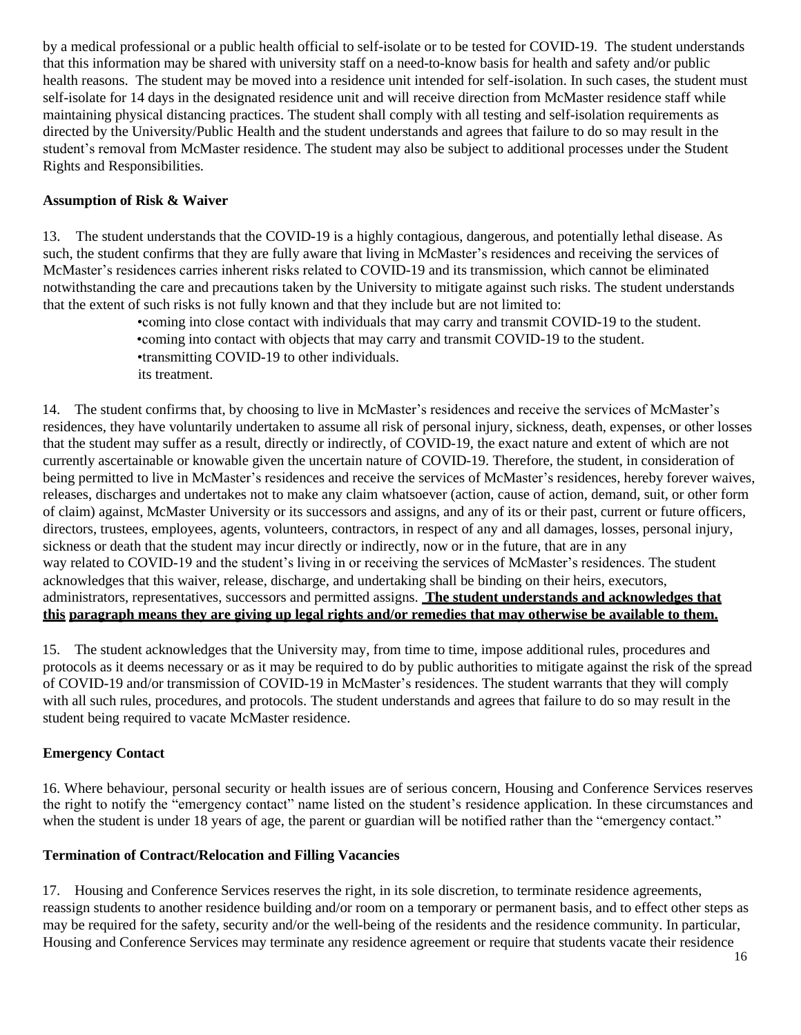by a medical professional or a public health official to self-isolate or to be tested for COVID-19. The student understands that this information may be shared with university staff on a need-to-know basis for health and safety and/or public health reasons. The student may be moved into a residence unit intended for self-isolation. In such cases, the student must self-isolate for 14 days in the designated residence unit and will receive direction from McMaster residence staff while maintaining physical distancing practices. The student shall comply with all testing and self-isolation requirements as directed by the University/Public Health and the student understands and agrees that failure to do so may result in the student's removal from McMaster residence. The student may also be subject to additional processes under the Student Rights and Responsibilities.

**Assumption of Risk & Waiver**

13. The student understands that the COVID-19 is a highly contagious, dangerous, and potentially lethal disease. As such, the student confirms that they are fully aware that living in McMaster's residences and receiving the services of McMaster's residences carries inherent risks related to COVID-19 and its transmission, which cannot be eliminated notwithstanding the care and precautions taken by the University to mitigate against such risks. The student understands that the extent of such risks is not fully known and that they include but are not limited to:

- coming into close contact with individuals that may carry and transmit COVID-19 to the student.
- coming into contact with objects that may carry and transmit COVID-19 to the student.
- transmitting COVID-19 to other individuals.

its treatment.

14. The student confirms that, by choosing to live in McMaster's residences and receive the services of McMaster's residences, they have voluntarily undertaken to assume all risk of personal injury, sickness, death, expenses, or other losses that the student may suffer as a result, directly or indirectly, of COVID-19, the exact nature and extent of which are not currently ascertainable or knowable given the uncertain nature of COVID-19. Therefore, the student, in consideration of being permitted to live in McMaster's residences and receive the services of McMaster's residences, hereby forever waives, releases, discharges and undertakes not to make any claim whatsoever (action, cause of action, demand, suit, or other form of claim) against, McMaster University or its successors and assigns, and any of its or their past, current or future officers, directors, trustees, employees, agents, volunteers, contractors, in respect of any and all damages, losses, personal injury, sickness or death that the student may incur directly or indirectly, now or in the future, that are in any way related to COVID-19 and the student's living in or receiving the services of McMaster's residences. The student acknowledges that this waiver, release, discharge, and undertaking shall be binding on their heirs, executors, administrators, representatives, successors and permitted assigns. **The student understands and acknowledges that this paragraph means they are giving up legal rights and/or remedies that may otherwise be available to them.**

15. The student acknowledges that the University may, from time to time, impose additional rules, procedures and protocols as it deems necessary or as it may be required to do by public authorities to mitigate against the risk of the spread of COVID-19 and/or transmission of COVID-19 in McMaster's residences. The student warrants that they will comply with all such rules, procedures, and protocols. The student understands and agrees that failure to do so may result in the student being required to vacate McMaster residence.

**Emergency Contact**

16. Where behaviour, personal security or health issues are of serious concern, Housing and Conference Services reserves the right to notify the "emergency contact" name listed on the student's residence application. In these circumstances and when the student is under 18 years of age, the parent or guardian will be notified rather than the "emergency contact."

**Termination of Contract/Relocation and Filling Vacancies**

17. Housing and Conference Services reserves the right, in its sole discretion, to terminate residence agreements, reassign students to another residence building and/or room on a temporary or permanent basis, and to effect other steps as may be required for the safety, security and/or the well-being of the residents and the residence community. In particular, Housing and Conference Services may terminate any residence agreement or require that students vacate their residence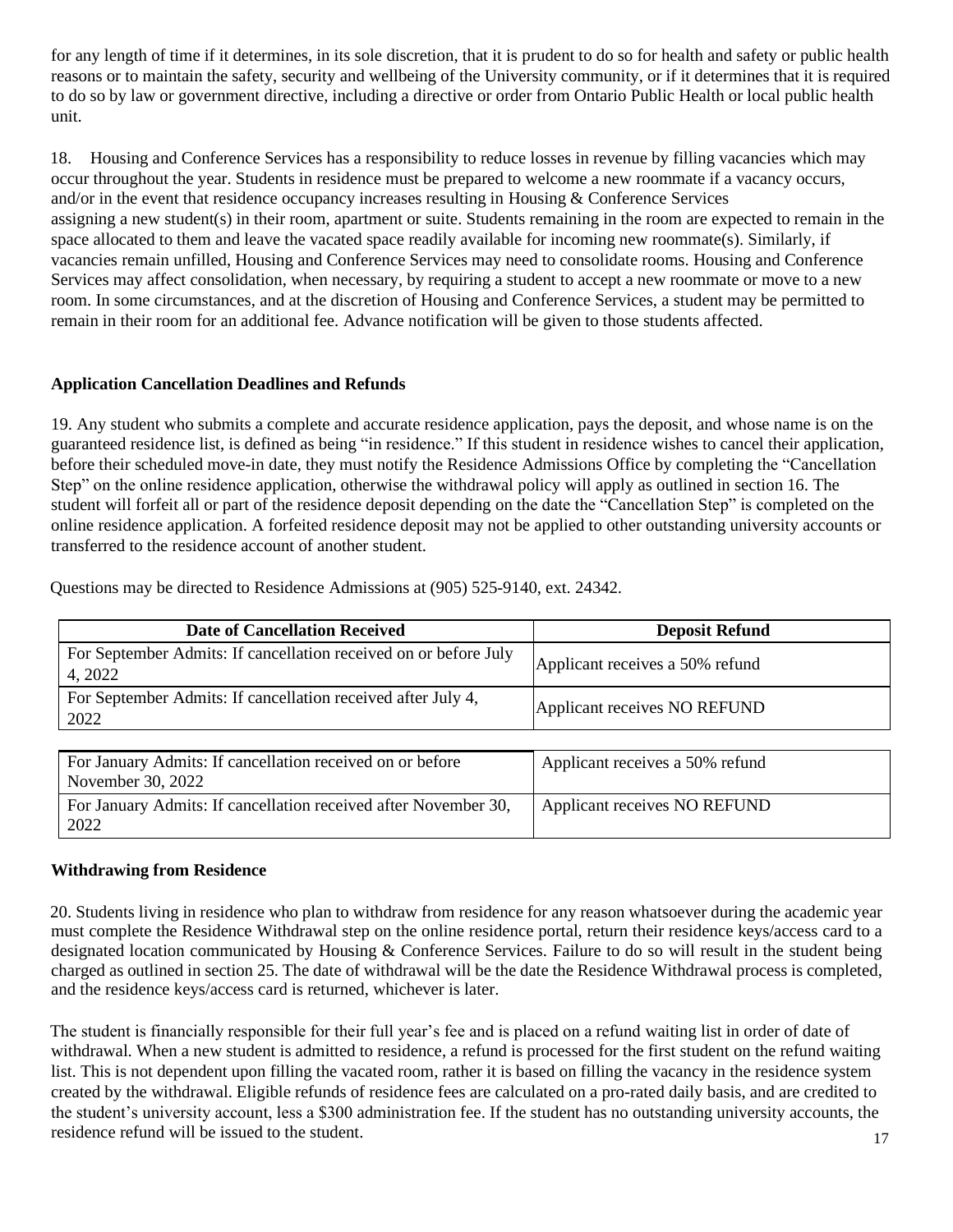for any length of time if it determines, in its sole discretion, that it is prudent to do so for health and safety or public health reasons or to maintain the safety, security and wellbeing of the University community, or if it determines that it is required to do so by law or government directive, including a directive or order from Ontario Public Health or local public health unit.

18. Housing and Conference Services has a responsibility to reduce losses in revenue by filling vacancies which may occur throughout the year. Students in residence must be prepared to welcome a new roommate if a vacancy occurs, and/or in the event that residence occupancy increases resulting in Housing & Conference Services assigning a new student(s) in their room, apartment or suite. Students remaining in the room are expected to remain in the space allocated to them and leave the vacated space readily available for incoming new roommate(s). Similarly, if vacancies remain unfilled, Housing and Conference Services may need to consolidate rooms. Housing and Conference Services may affect consolidation, when necessary, by requiring a student to accept a new roommate or move to a new room. In some circumstances, and at the discretion of Housing and Conference Services, a student may be permitted to remain in their room for an additional fee. Advance notification will be given to those students affected.

### Application Cancellation Deadlines and Refunds

19. Any student who submits a complete and accurate residence application, pays the deposit, and whose name is on the guaranteed residence list, is defined as being "in residence." If this student in residence wishes to cancel their application, before their scheduled move-in date, they must notify the Residence Admissions Office by completing the "Cancellation Step" on the online residence application, otherwise the withdrawal policy will apply as outlined in section 16. The student will forfeit all or part of the residence deposit depending on the date the "Cancellation Step" is completed on the online residence application. A forfeited residence deposit may not be applied to other outstanding university accounts or transferred to the residence account of another student.

Questions may be directed to Residence Admissions at (905) 525-9140, ext. 24342.

| Date of Cancellation Received | Deposit Refund |
|---|---|
| For September Admits: If cancellation received on or before July 4, 2022 | Applicant receives a 50% refund |
| For September Admits: If cancellation received after July 4, 2022 | Applicant receives NO REFUND |
| For January Admits: If cancellation received on or before November 30, 2022 | Applicant receives a 50% refund |
| For January Admits: If cancellation received after November 30, 2022 | Applicant receives NO REFUND |

### Withdrawing from Residence

20. Students living in residence who plan to withdraw from residence for any reason whatsoever during the academic year must complete the Residence Withdrawal step on the online residence portal, return their residence keys/access card to a designated location communicated by Housing & Conference Services. Failure to do so will result in the student being charged as outlined in section 25. The date of withdrawal will be the date the Residence Withdrawal process is completed, and the residence keys/access card is returned, whichever is later.

The student is financially responsible for their full year's fee and is placed on a refund waiting list in order of date of withdrawal. When a new student is admitted to residence, a refund is processed for the first student on the refund waiting list. This is not dependent upon filling the vacated room, rather it is based on filling the vacancy in the residence system created by the withdrawal. Eligible refunds of residence fees are calculated on a pro-rated daily basis, and are credited to the student's university account, less a $300 administration fee. If the student has no outstanding university accounts, the residence refund will be issued to the student.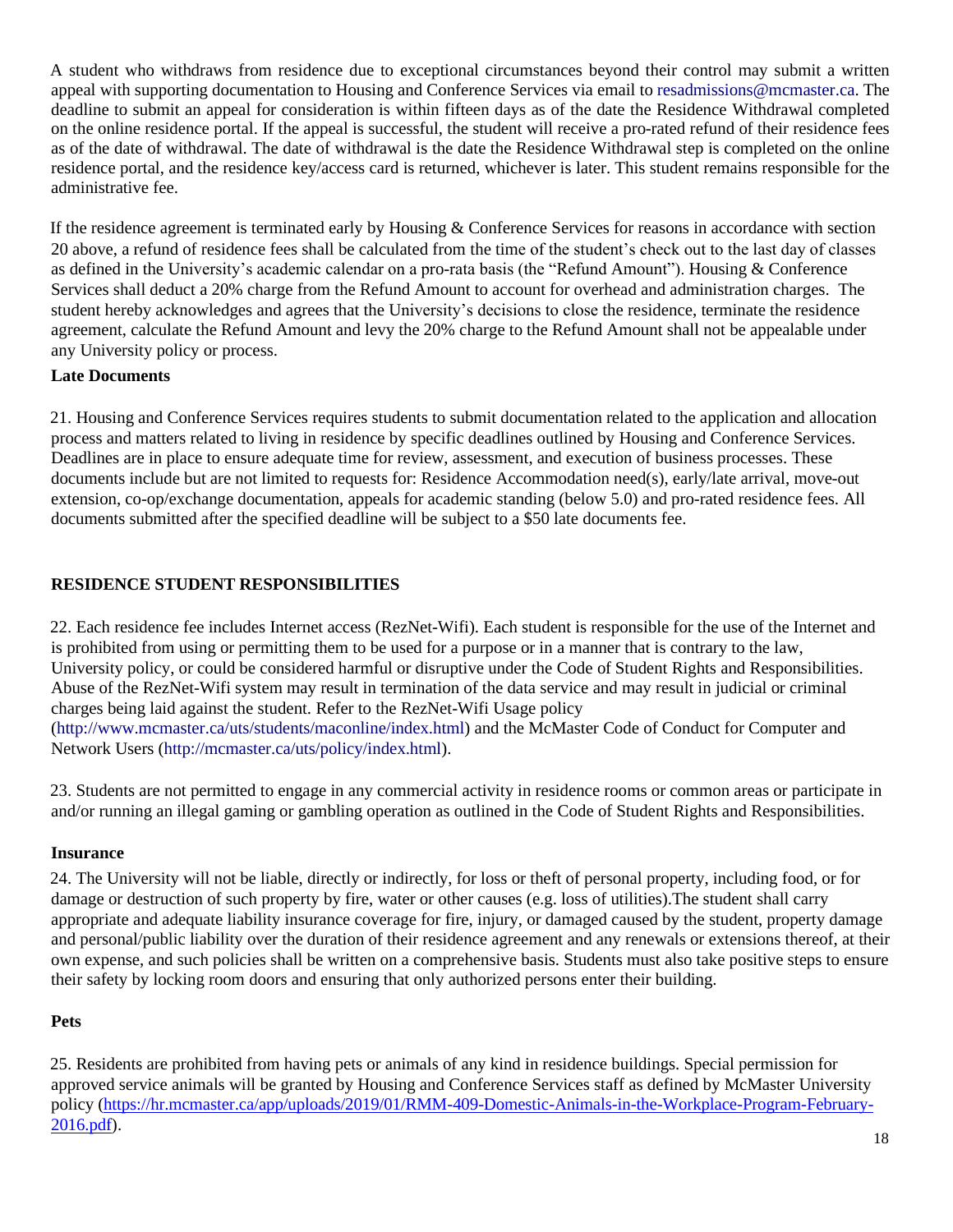A student who withdraws from residence due to exceptional circumstances beyond their control may submit a written appeal with supporting documentation to Housing and Conference Services via email to resadmissions@mcmaster.ca. The deadline to submit an appeal for consideration is within fifteen days as of the date the Residence Withdrawal completed on the online residence portal. If the appeal is successful, the student will receive a pro-rated refund of their residence fees as of the date of withdrawal. The date of withdrawal is the date the Residence Withdrawal step is completed on the online residence portal, and the residence key/access card is returned, whichever is later. This student remains responsible for the administrative fee.

If the residence agreement is terminated early by Housing & Conference Services for reasons in accordance with section 20 above, a refund of residence fees shall be calculated from the time of the student's check out to the last day of classes as defined in the University's academic calendar on a pro-rata basis (the "Refund Amount"). Housing & Conference Services shall deduct a 20% charge from the Refund Amount to account for overhead and administration charges. The student hereby acknowledges and agrees that the University's decisions to close the residence, terminate the residence agreement, calculate the Refund Amount and levy the 20% charge to the Refund Amount shall not be appealable under any University policy or process.

**Late Documents**

21. Housing and Conference Services requires students to submit documentation related to the application and allocation process and matters related to living in residence by specific deadlines outlined by Housing and Conference Services. Deadlines are in place to ensure adequate time for review, assessment, and execution of business processes. These documents include but are not limited to requests for: Residence Accommodation need(s), early/late arrival, move-out extension, co-op/exchange documentation, appeals for academic standing (below 5.0) and pro-rated residence fees. All documents submitted after the specified deadline will be subject to a $50 late documents fee.

## RESIDENCE STUDENT RESPONSIBILITIES

22. Each residence fee includes Internet access (RezNet-Wifi). Each student is responsible for the use of the Internet and is prohibited from using or permitting them to be used for a purpose or in a manner that is contrary to the law, University policy, or could be considered harmful or disruptive under the Code of Student Rights and Responsibilities. Abuse of the RezNet-Wifi system may result in termination of the data service and may result in judicial or criminal charges being laid against the student. Refer to the RezNet-Wifi Usage policy (http://www.mcmaster.ca/uts/students/maconline/index.html) and the McMaster Code of Conduct for Computer and Network Users (http://mcmaster.ca/uts/policy/index.html).

23. Students are not permitted to engage in any commercial activity in residence rooms or common areas or participate in and/or running an illegal gaming or gambling operation as outlined in the Code of Student Rights and Responsibilities.

**Insurance**

24. The University will not be liable, directly or indirectly, for loss or theft of personal property, including food, or for damage or destruction of such property by fire, water or other causes (e.g. loss of utilities).The student shall carry appropriate and adequate liability insurance coverage for fire, injury, or damaged caused by the student, property damage and personal/public liability over the duration of their residence agreement and any renewals or extensions thereof, at their own expense, and such policies shall be written on a comprehensive basis. Students must also take positive steps to ensure their safety by locking room doors and ensuring that only authorized persons enter their building.

**Pets**

25. Residents are prohibited from having pets or animals of any kind in residence buildings. Special permission for approved service animals will be granted by Housing and Conference Services staff as defined by McMaster University policy (https://hr.mcmaster.ca/app/uploads/2019/01/RMM-409-Domestic-Animals-in-the-Workplace-Program-February-2016.pdf).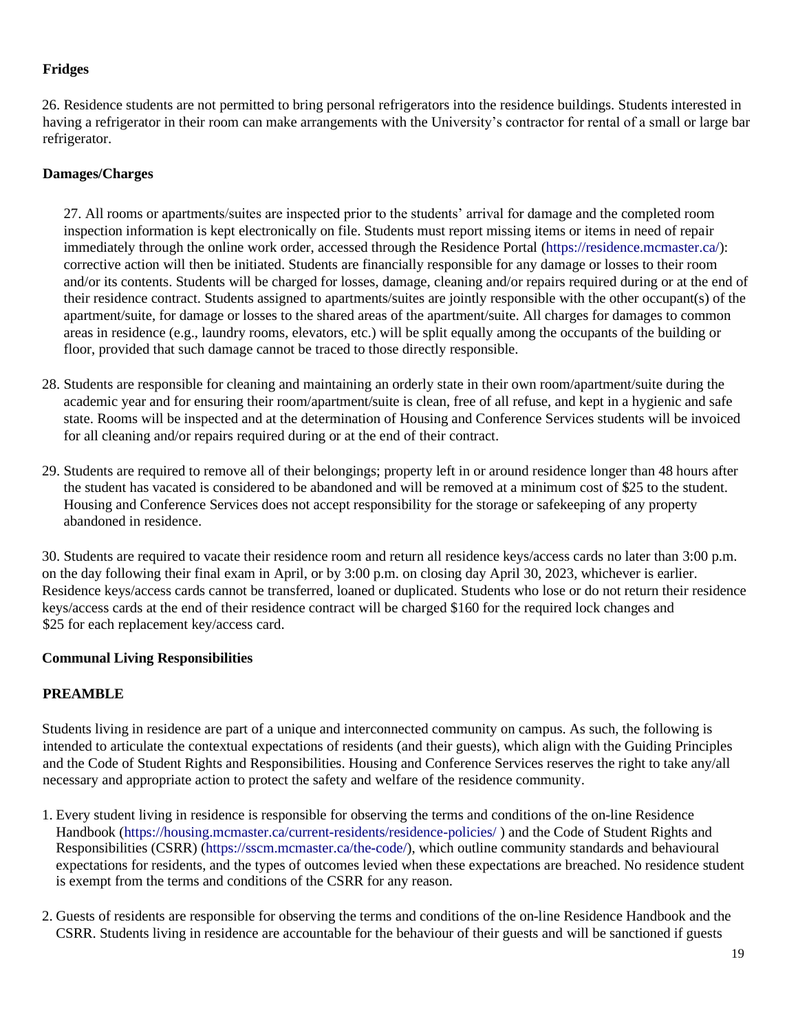**Fridges**

26. Residence students are not permitted to bring personal refrigerators into the residence buildings. Students interested in having a refrigerator in their room can make arrangements with the University's contractor for rental of a small or large bar refrigerator.

**Damages/Charges**

27. All rooms or apartments/suites are inspected prior to the students' arrival for damage and the completed room inspection information is kept electronically on file. Students must report missing items or items in need of repair immediately through the online work order, accessed through the Residence Portal (https://residence.mcmaster.ca/): corrective action will then be initiated. Students are financially responsible for any damage or losses to their room and/or its contents. Students will be charged for losses, damage, cleaning and/or repairs required during or at the end of their residence contract. Students assigned to apartments/suites are jointly responsible with the other occupant(s) of the apartment/suite, for damage or losses to the shared areas of the apartment/suite. All charges for damages to common areas in residence (e.g., laundry rooms, elevators, etc.) will be split equally among the occupants of the building or floor, provided that such damage cannot be traced to those directly responsible.

28. Students are responsible for cleaning and maintaining an orderly state in their own room/apartment/suite during the academic year and for ensuring their room/apartment/suite is clean, free of all refuse, and kept in a hygienic and safe state. Rooms will be inspected and at the determination of Housing and Conference Services students will be invoiced for all cleaning and/or repairs required during or at the end of their contract.

29. Students are required to remove all of their belongings; property left in or around residence longer than 48 hours after the student has vacated is considered to be abandoned and will be removed at a minimum cost of $25 to the student. Housing and Conference Services does not accept responsibility for the storage or safekeeping of any property abandoned in residence.

30. Students are required to vacate their residence room and return all residence keys/access cards no later than 3:00 p.m. on the day following their final exam in April, or by 3:00 p.m. on closing day April 30, 2023, whichever is earlier. Residence keys/access cards cannot be transferred, loaned or duplicated. Students who lose or do not return their residence keys/access cards at the end of their residence contract will be charged $160 for the required lock changes and $25 for each replacement key/access card.

**Communal Living Responsibilities**

**PREAMBLE**

Students living in residence are part of a unique and interconnected community on campus. As such, the following is intended to articulate the contextual expectations of residents (and their guests), which align with the Guiding Principles and the Code of Student Rights and Responsibilities. Housing and Conference Services reserves the right to take any/all necessary and appropriate action to protect the safety and welfare of the residence community.

1. Every student living in residence is responsible for observing the terms and conditions of the on-line Residence Handbook (https://housing.mcmaster.ca/current-residents/residence-policies/ ) and the Code of Student Rights and Responsibilities (CSRR) (https://sscm.mcmaster.ca/the-code/), which outline community standards and behavioural expectations for residents, and the types of outcomes levied when these expectations are breached. No residence student is exempt from the terms and conditions of the CSRR for any reason.

2. Guests of residents are responsible for observing the terms and conditions of the on-line Residence Handbook and the CSRR. Students living in residence are accountable for the behaviour of their guests and will be sanctioned if guests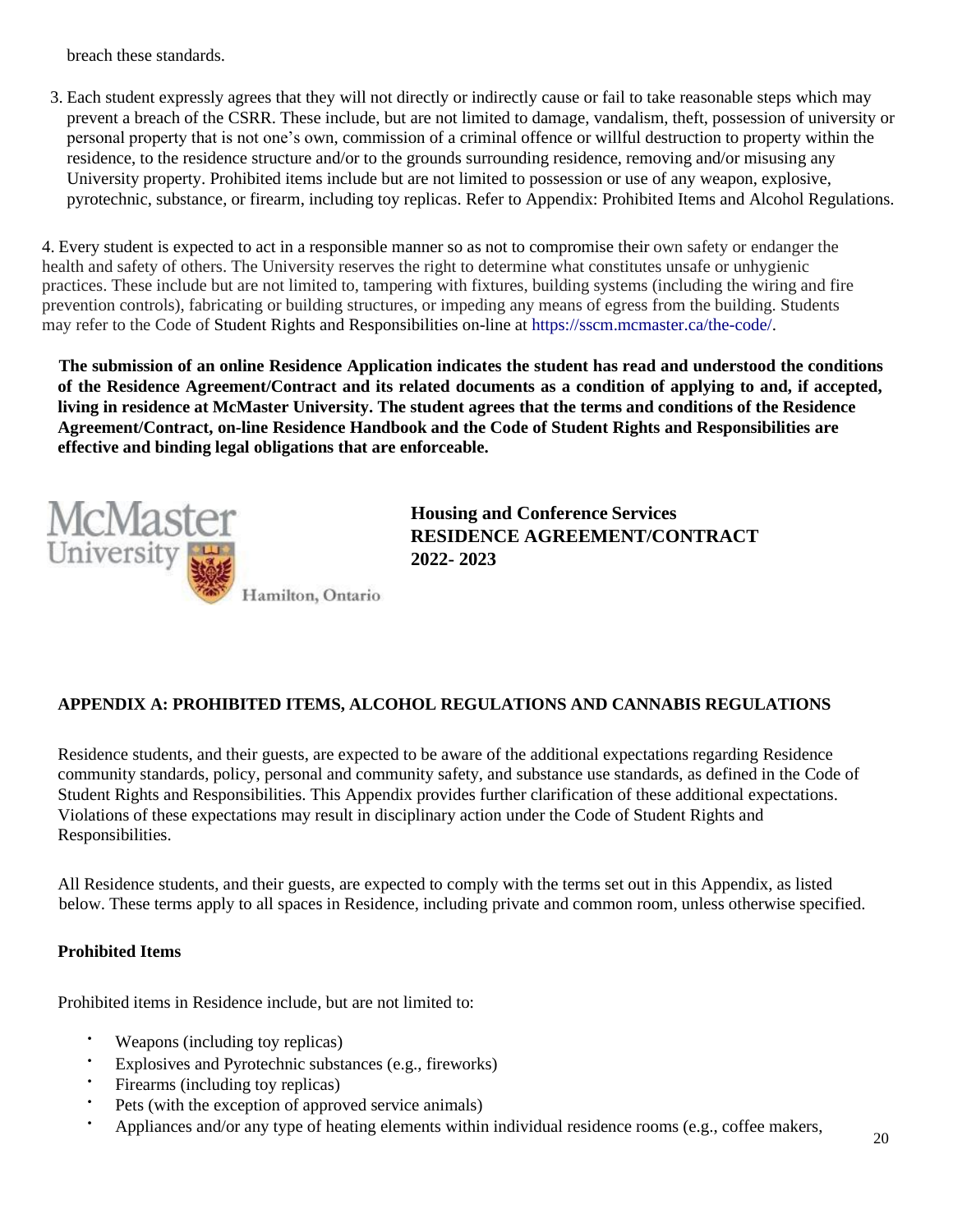breach these standards.

3. Each student expressly agrees that they will not directly or indirectly cause or fail to take reasonable steps which may prevent a breach of the CSRR. These include, but are not limited to damage, vandalism, theft, possession of university or personal property that is not one's own, commission of a criminal offence or willful destruction to property within the residence, to the residence structure and/or to the grounds surrounding residence, removing and/or misusing any University property. Prohibited items include but are not limited to possession or use of any weapon, explosive, pyrotechnic, substance, or firearm, including toy replicas. Refer to Appendix: Prohibited Items and Alcohol Regulations.

4. Every student is expected to act in a responsible manner so as not to compromise their own safety or endanger the health and safety of others. The University reserves the right to determine what constitutes unsafe or unhygienic practices. These include but are not limited to, tampering with fixtures, building systems (including the wiring and fire prevention controls), fabricating or building structures, or impeding any means of egress from the building. Students may refer to the Code of Student Rights and Responsibilities on-line at https://sscm.mcmaster.ca/the-code/.

**The submission of an online Residence Application indicates the student has read and understood the conditions of the Residence Agreement/Contract and its related documents as a condition of applying to and, if accepted, living in residence at McMaster University. The student agrees that the terms and conditions of the Residence Agreement/Contract, on-line Residence Handbook and the Code of Student Rights and Responsibilities are effective and binding legal obligations that are enforceable.**

McMaster University
Hamilton, Ontario

**Housing and Conference Services**
**RESIDENCE AGREEMENT/CONTRACT**
**2022- 2023**

## APPENDIX A: PROHIBITED ITEMS, ALCOHOL REGULATIONS AND CANNABIS REGULATIONS

Residence students, and their guests, are expected to be aware of the additional expectations regarding Residence community standards, policy, personal and community safety, and substance use standards, as defined in the Code of Student Rights and Responsibilities. This Appendix provides further clarification of these additional expectations. Violations of these expectations may result in disciplinary action under the Code of Student Rights and Responsibilities.

All Residence students, and their guests, are expected to comply with the terms set out in this Appendix, as listed below. These terms apply to all spaces in Residence, including private and common room, unless otherwise specified.

### Prohibited Items

Prohibited items in Residence include, but are not limited to:

- Weapons (including toy replicas)
- Explosives and Pyrotechnic substances (e.g., fireworks)
- Firearms (including toy replicas)
- Pets (with the exception of approved service animals)
- Appliances and/or any type of heating elements within individual residence rooms (e.g., coffee makers,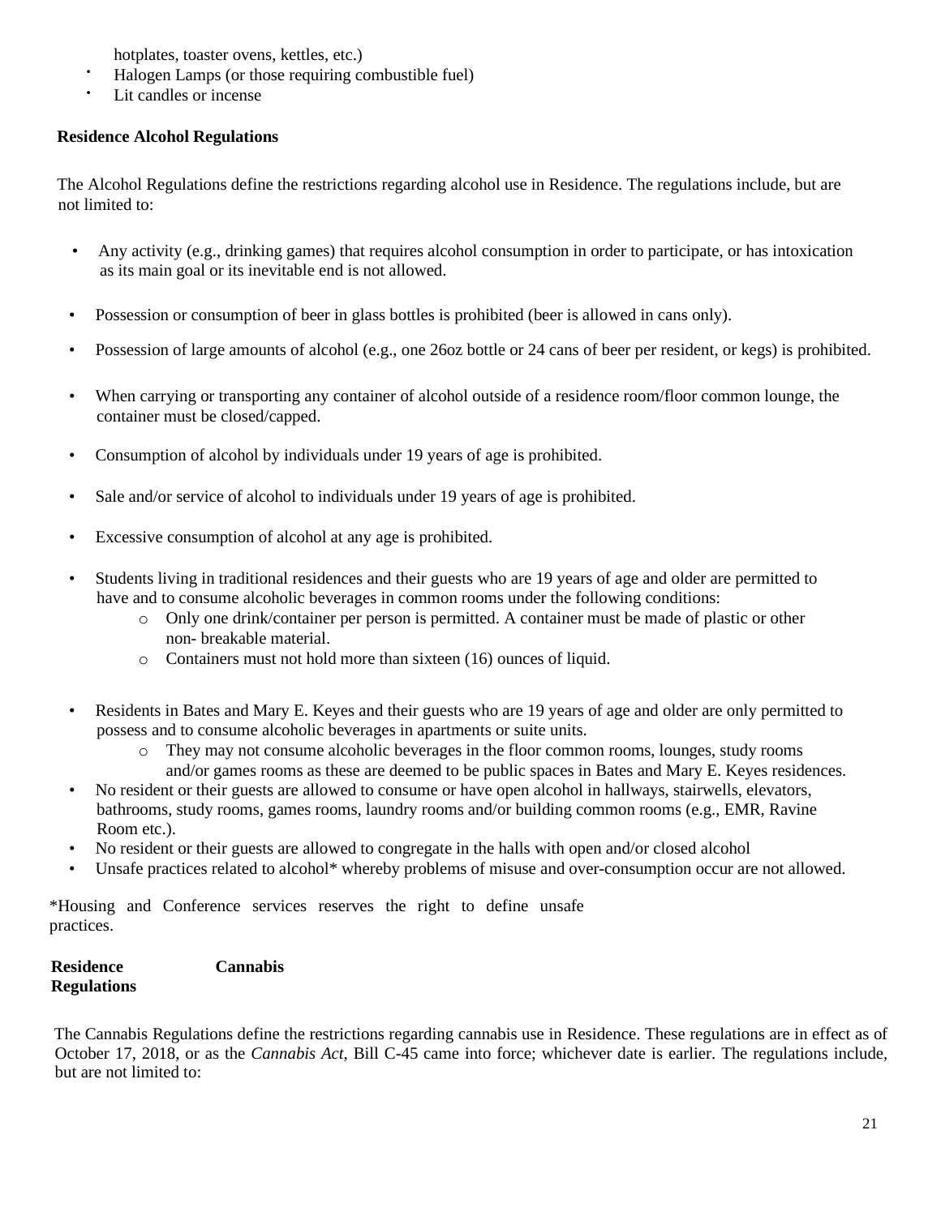hotplates, toaster ovens, kettles, etc.)

- Halogen Lamps (or those requiring combustible fuel)
- Lit candles or incense

**Residence Alcohol Regulations**

The Alcohol Regulations define the restrictions regarding alcohol use in Residence. The regulations include, but are not limited to:

- Any activity (e.g., drinking games) that requires alcohol consumption in order to participate, or has intoxication as its main goal or its inevitable end is not allowed.
- Possession or consumption of beer in glass bottles is prohibited (beer is allowed in cans only).
- Possession of large amounts of alcohol (e.g., one 26oz bottle or 24 cans of beer per resident, or kegs) is prohibited.
- When carrying or transporting any container of alcohol outside of a residence room/floor common lounge, the container must be closed/capped.
- Consumption of alcohol by individuals under 19 years of age is prohibited.
- Sale and/or service of alcohol to individuals under 19 years of age is prohibited.
- Excessive consumption of alcohol at any age is prohibited.
- Students living in traditional residences and their guests who are 19 years of age and older are permitted to have and to consume alcoholic beverages in common rooms under the following conditions:
    - Only one drink/container per person is permitted. A container must be made of plastic or other non- breakable material.
    - Containers must not hold more than sixteen (16) ounces of liquid.
- Residents in Bates and Mary E. Keyes and their guests who are 19 years of age and older are only permitted to possess and to consume alcoholic beverages in apartments or suite units.
    - They may not consume alcoholic beverages in the floor common rooms, lounges, study rooms and/or games rooms as these are deemed to be public spaces in Bates and Mary E. Keyes residences.
- No resident or their guests are allowed to consume or have open alcohol in hallways, stairwells, elevators, bathrooms, study rooms, games rooms, laundry rooms and/or building common rooms (e.g., EMR, Ravine Room etc.).
- No resident or their guests are allowed to congregate in the halls with open and/or closed alcohol
- Unsafe practices related to alcohol* whereby problems of misuse and over-consumption occur are not allowed.

*Housing and Conference services reserves the right to define unsafe practices.

**Residence Cannabis Regulations**

The Cannabis Regulations define the restrictions regarding cannabis use in Residence. These regulations are in effect as of October 17, 2018, or as the *Cannabis Act*, Bill C-45 came into force; whichever date is earlier. The regulations include, but are not limited to: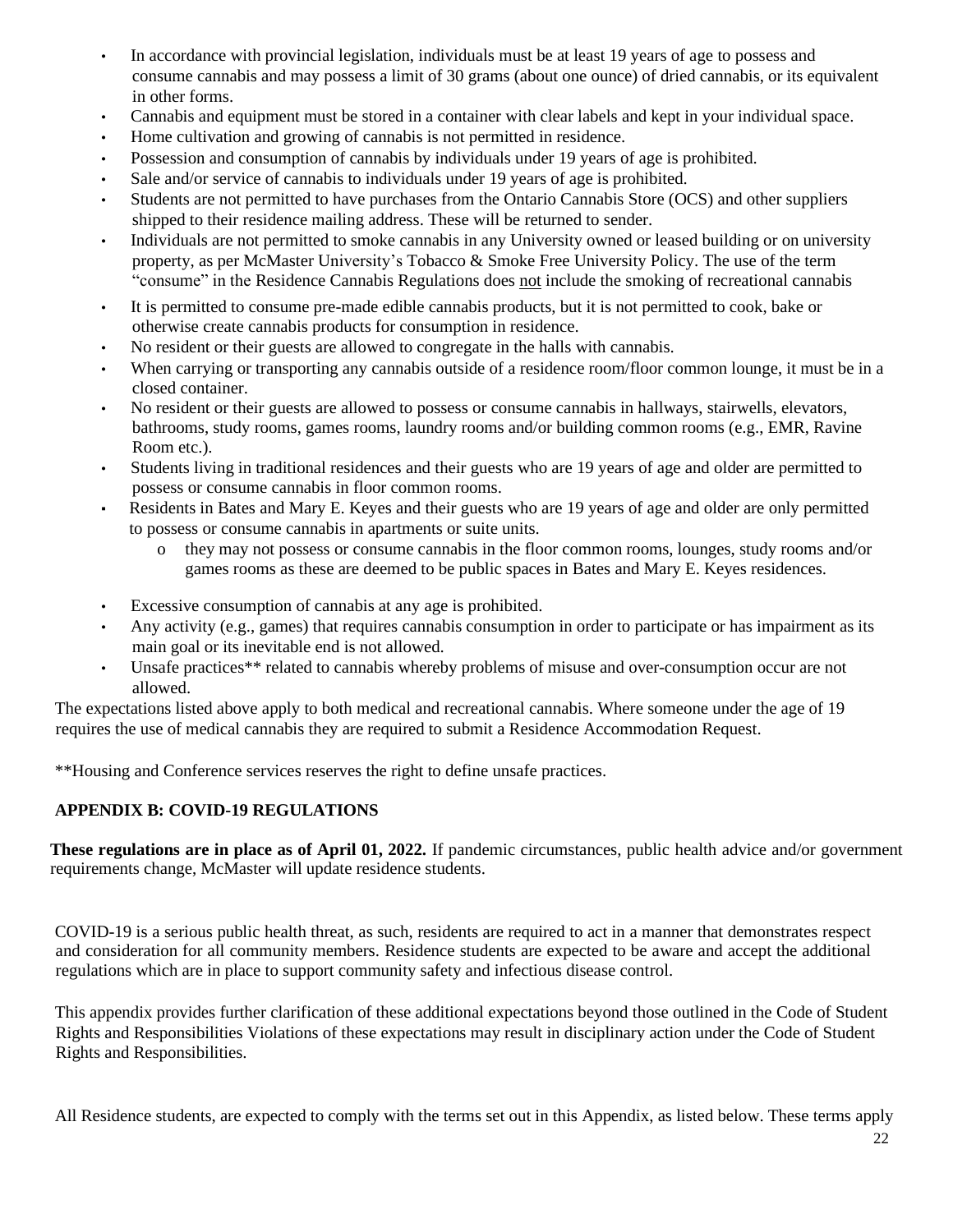- In accordance with provincial legislation, individuals must be at least 19 years of age to possess and consume cannabis and may possess a limit of 30 grams (about one ounce) of dried cannabis, or its equivalent in other forms.
- Cannabis and equipment must be stored in a container with clear labels and kept in your individual space.
- Home cultivation and growing of cannabis is not permitted in residence.
- Possession and consumption of cannabis by individuals under 19 years of age is prohibited.
- Sale and/or service of cannabis to individuals under 19 years of age is prohibited.
- Students are not permitted to have purchases from the Ontario Cannabis Store (OCS) and other suppliers shipped to their residence mailing address. These will be returned to sender.
- Individuals are not permitted to smoke cannabis in any University owned or leased building or on university property, as per McMaster University's Tobacco & Smoke Free University Policy. The use of the term "consume" in the Residence Cannabis Regulations does not include the smoking of recreational cannabis
- It is permitted to consume pre-made edible cannabis products, but it is not permitted to cook, bake or otherwise create cannabis products for consumption in residence.
- No resident or their guests are allowed to congregate in the halls with cannabis.
- When carrying or transporting any cannabis outside of a residence room/floor common lounge, it must be in a closed container.
- No resident or their guests are allowed to possess or consume cannabis in hallways, stairwells, elevators, bathrooms, study rooms, games rooms, laundry rooms and/or building common rooms (e.g., EMR, Ravine Room etc.).
- Students living in traditional residences and their guests who are 19 years of age and older are permitted to possess or consume cannabis in floor common rooms.
- Residents in Bates and Mary E. Keyes and their guests who are 19 years of age and older are only permitted to possess or consume cannabis in apartments or suite units.
  - they may not possess or consume cannabis in the floor common rooms, lounges, study rooms and/or games rooms as these are deemed to be public spaces in Bates and Mary E. Keyes residences.
- Excessive consumption of cannabis at any age is prohibited.
- Any activity (e.g., games) that requires cannabis consumption in order to participate or has impairment as its main goal or its inevitable end is not allowed.
- Unsafe practices** related to cannabis whereby problems of misuse and over-consumption occur are not allowed.

The expectations listed above apply to both medical and recreational cannabis. Where someone under the age of 19 requires the use of medical cannabis they are required to submit a Residence Accommodation Request.

**Housing and Conference services reserves the right to define unsafe practices.

## APPENDIX B: COVID-19 REGULATIONS

**These regulations are in place as of April 01, 2022.** If pandemic circumstances, public health advice and/or government requirements change, McMaster will update residence students.

COVID-19 is a serious public health threat, as such, residents are required to act in a manner that demonstrates respect and consideration for all community members. Residence students are expected to be aware and accept the additional regulations which are in place to support community safety and infectious disease control.

This appendix provides further clarification of these additional expectations beyond those outlined in the Code of Student Rights and Responsibilities Violations of these expectations may result in disciplinary action under the Code of Student Rights and Responsibilities.

All Residence students, are expected to comply with the terms set out in this Appendix, as listed below. These terms apply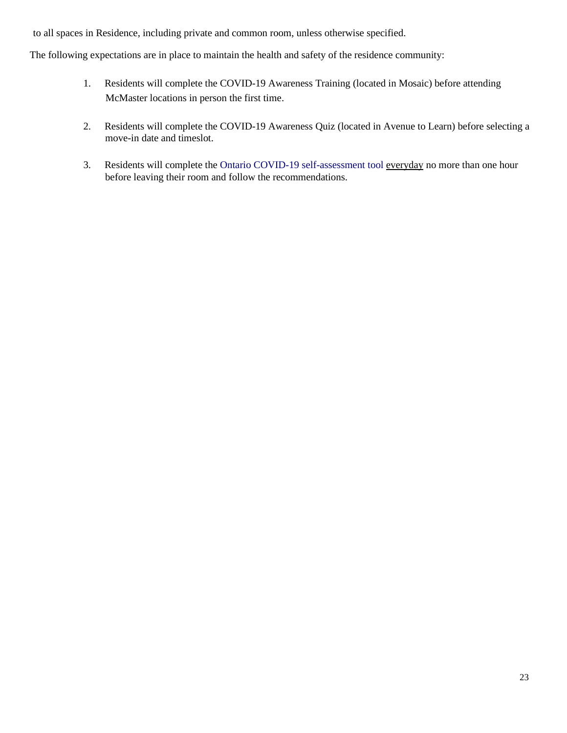to all spaces in Residence, including private and common room, unless otherwise specified.

The following expectations are in place to maintain the health and safety of the residence community:

1. Residents will complete the COVID-19 Awareness Training (located in Mosaic) before attending McMaster locations in person the first time.

2. Residents will complete the COVID-19 Awareness Quiz (located in Avenue to Learn) before selecting a move-in date and timeslot.

3. Residents will complete the Ontario COVID-19 self-assessment tool <u>everyday</u> no more than one hour before leaving their room and follow the recommendations.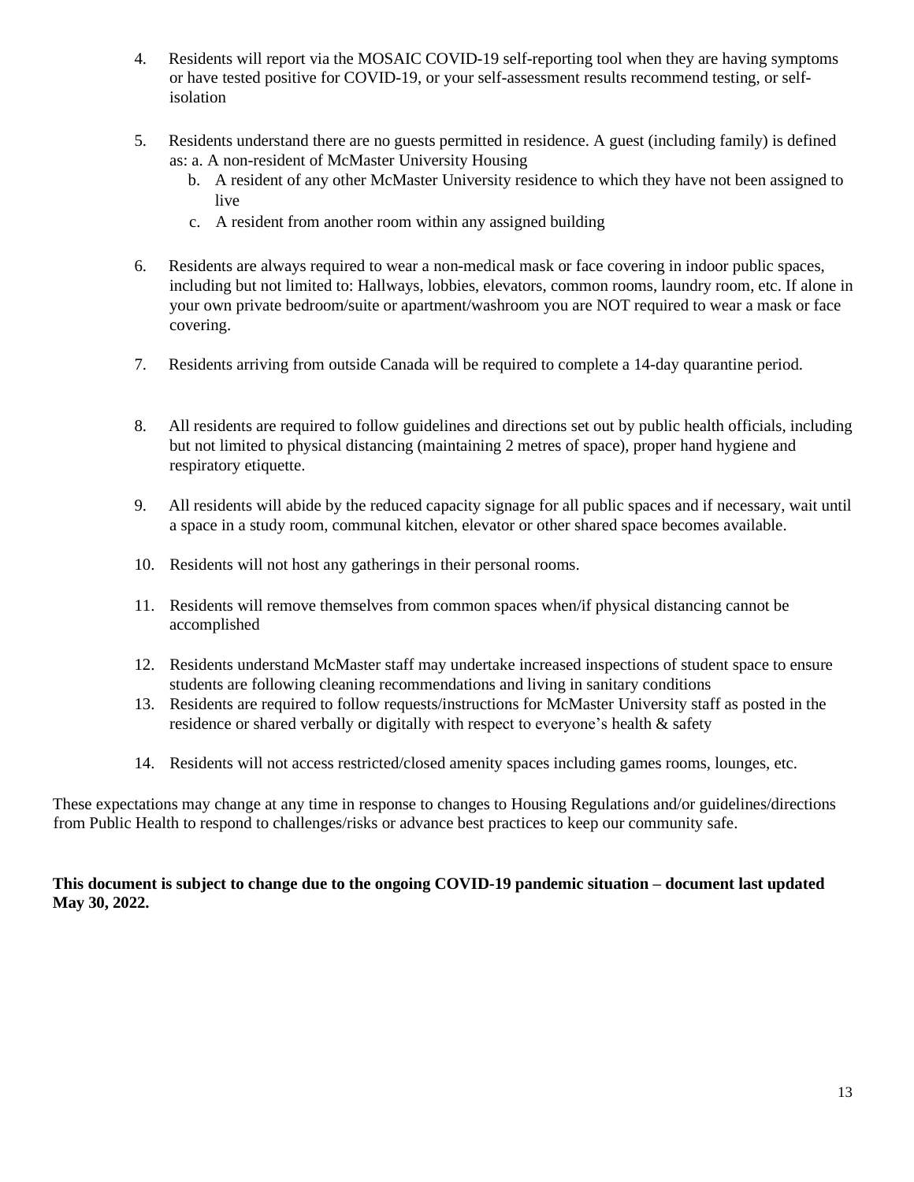4. Residents will report via the MOSAIC COVID-19 self-reporting tool when they are having symptoms or have tested positive for COVID-19, or your self-assessment results recommend testing, or self-isolation

5. Residents understand there are no guests permitted in residence. A guest (including family) is defined as: a. A non-resident of McMaster University Housing
   b. A resident of any other McMaster University residence to which they have not been assigned to live
   c. A resident from another room within any assigned building

6. Residents are always required to wear a non-medical mask or face covering in indoor public spaces, including but not limited to: Hallways, lobbies, elevators, common rooms, laundry room, etc. If alone in your own private bedroom/suite or apartment/washroom you are NOT required to wear a mask or face covering.

7. Residents arriving from outside Canada will be required to complete a 14-day quarantine period.

8. All residents are required to follow guidelines and directions set out by public health officials, including but not limited to physical distancing (maintaining 2 metres of space), proper hand hygiene and respiratory etiquette.

9. All residents will abide by the reduced capacity signage for all public spaces and if necessary, wait until a space in a study room, communal kitchen, elevator or other shared space becomes available.

10. Residents will not host any gatherings in their personal rooms.

11. Residents will remove themselves from common spaces when/if physical distancing cannot be accomplished

12. Residents understand McMaster staff may undertake increased inspections of student space to ensure students are following cleaning recommendations and living in sanitary conditions
13. Residents are required to follow requests/instructions for McMaster University staff as posted in the residence or shared verbally or digitally with respect to everyone's health & safety

14. Residents will not access restricted/closed amenity spaces including games rooms, lounges, etc.

These expectations may change at any time in response to changes to Housing Regulations and/or guidelines/directions from Public Health to respond to challenges/risks or advance best practices to keep our community safe.

**This document is subject to change due to the ongoing COVID-19 pandemic situation – document last updated May 30, 2022.**